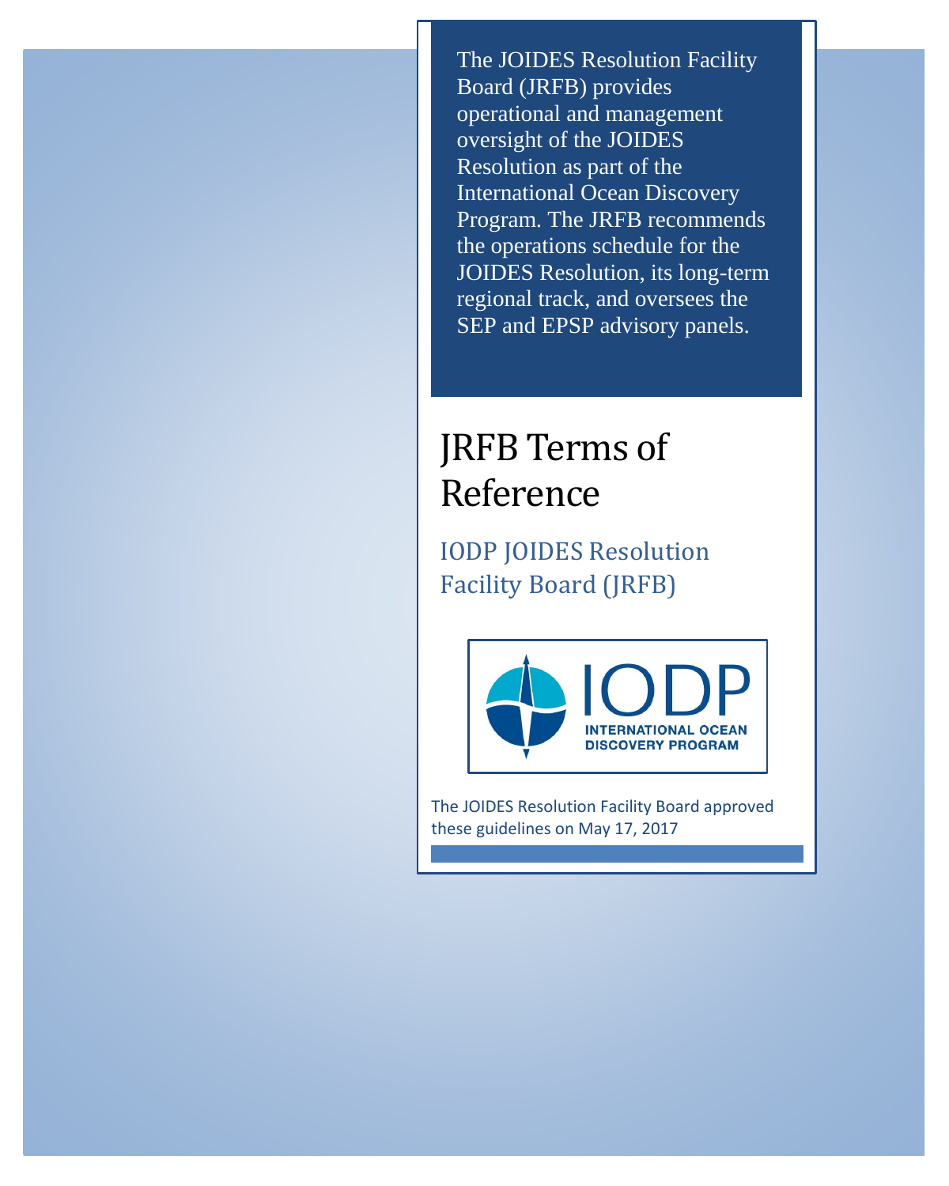The JOIDES Resolution Facility Board (JRFB) provides operational and management oversight of the JOIDES Resolution as part of the International Ocean Discovery Program. The JRFB recommends the operations schedule for the JOIDES Resolution, its long-term regional track, and oversees the SEP and EPSP advisory panels.

# JRFB Terms of Reference

## IODP JOIDES Resolution Facility Board (JRFB)

IODP

INTERNATIONAL OCEAN DISCOVERY PROGRAM

The JOIDES Resolution Facility Board approved these guidelines on May 17, 2017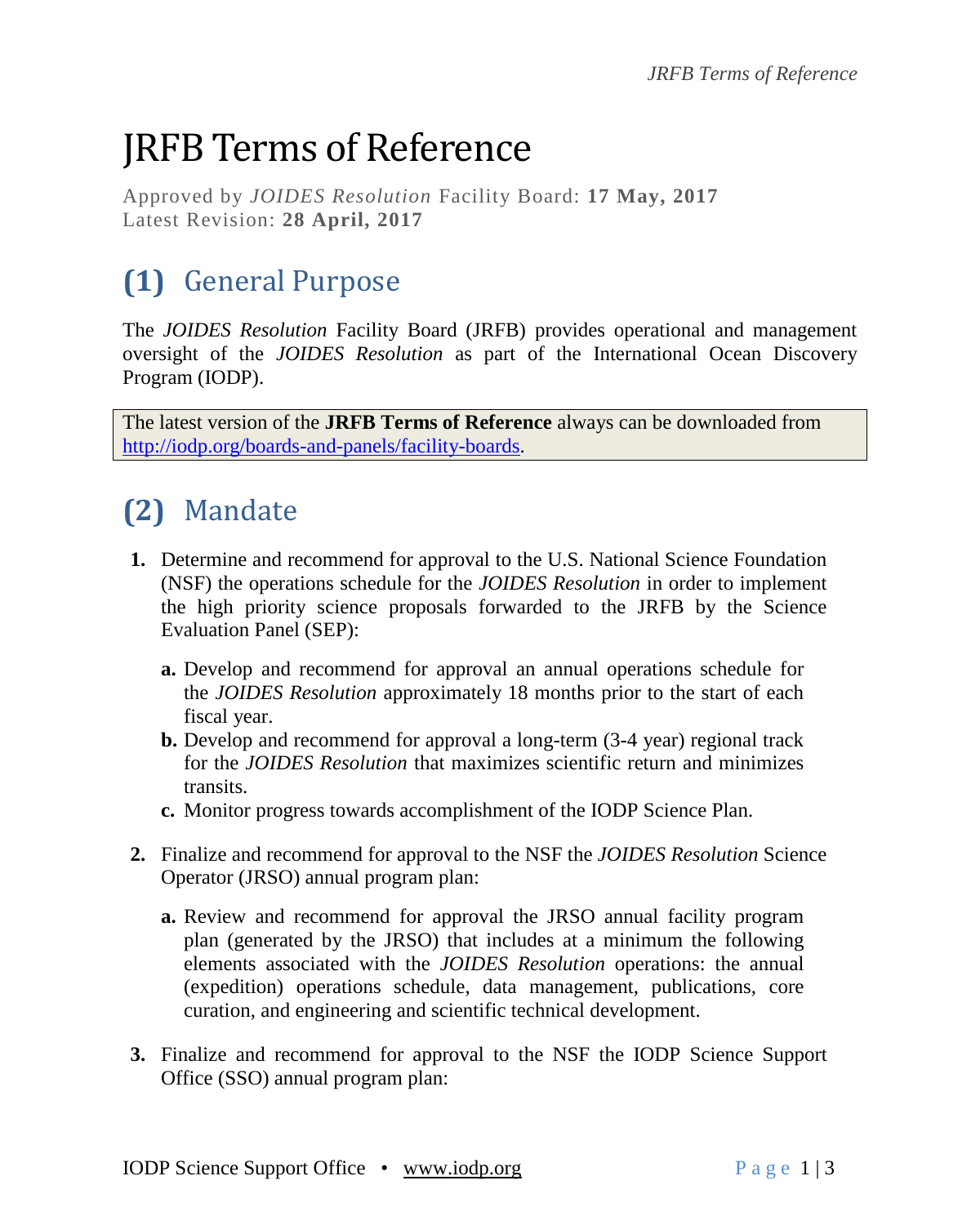# JRFB Terms of Reference

Approved by *JOIDES Resolution* Facility Board: **17 May, 2017**
Latest Revision: **28 April, 2017**

## (1) General Purpose

The *JOIDES Resolution* Facility Board (JRFB) provides operational and management oversight of the *JOIDES Resolution* as part of the International Ocean Discovery Program (IODP).

> The latest version of the **JRFB Terms of Reference** always can be downloaded from [http://iodp.org/boards-and-panels/facility-boards](http://iodp.org/boards-and-panels/facility-boards).

## (2) Mandate

1. Determine and recommend for approval to the U.S. National Science Foundation (NSF) the operations schedule for the *JOIDES Resolution* in order to implement the high priority science proposals forwarded to the JRFB by the Science Evaluation Panel (SEP):

   a. Develop and recommend for approval an annual operations schedule for the *JOIDES Resolution* approximately 18 months prior to the start of each fiscal year.
   b. Develop and recommend for approval a long-term (3-4 year) regional track for the *JOIDES Resolution* that maximizes scientific return and minimizes transits.
   c. Monitor progress towards accomplishment of the IODP Science Plan.

2. Finalize and recommend for approval to the NSF the *JOIDES Resolution* Science Operator (JRSO) annual program plan:

   a. Review and recommend for approval the JRSO annual facility program plan (generated by the JRSO) that includes at a minimum the following elements associated with the *JOIDES Resolution* operations: the annual (expedition) operations schedule, data management, publications, core curation, and engineering and scientific technical development.

3. Finalize and recommend for approval to the NSF the IODP Science Support Office (SSO) annual program plan: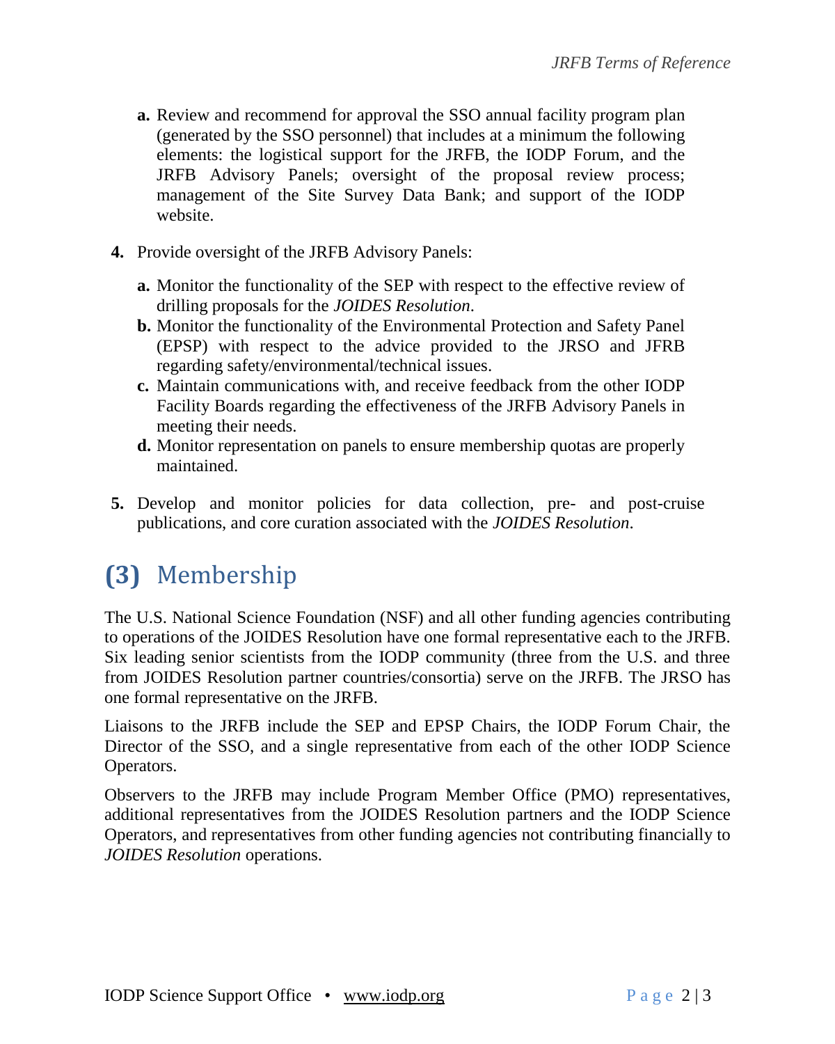a. Review and recommend for approval the SSO annual facility program plan (generated by the SSO personnel) that includes at a minimum the following elements: the logistical support for the JRFB, the IODP Forum, and the JRFB Advisory Panels; oversight of the proposal review process; management of the Site Survey Data Bank; and support of the IODP website.

4. Provide oversight of the JRFB Advisory Panels:

   a. Monitor the functionality of the SEP with respect to the effective review of drilling proposals for the *JOIDES Resolution*.
   b. Monitor the functionality of the Environmental Protection and Safety Panel (EPSP) with respect to the advice provided to the JRSO and JFRB regarding safety/environmental/technical issues.
   c. Maintain communications with, and receive feedback from the other IODP Facility Boards regarding the effectiveness of the JRFB Advisory Panels in meeting their needs.
   d. Monitor representation on panels to ensure membership quotas are properly maintained.

5. Develop and monitor policies for data collection, pre- and post-cruise publications, and core curation associated with the *JOIDES Resolution*.

## (3) Membership

The U.S. National Science Foundation (NSF) and all other funding agencies contributing to operations of the JOIDES Resolution have one formal representative each to the JRFB. Six leading senior scientists from the IODP community (three from the U.S. and three from JOIDES Resolution partner countries/consortia) serve on the JRFB. The JRSO has one formal representative on the JRFB.

Liaisons to the JRFB include the SEP and EPSP Chairs, the IODP Forum Chair, the Director of the SSO, and a single representative from each of the other IODP Science Operators.

Observers to the JRFB may include Program Member Office (PMO) representatives, additional representatives from the JOIDES Resolution partners and the IODP Science Operators, and representatives from other funding agencies not contributing financially to *JOIDES Resolution* operations.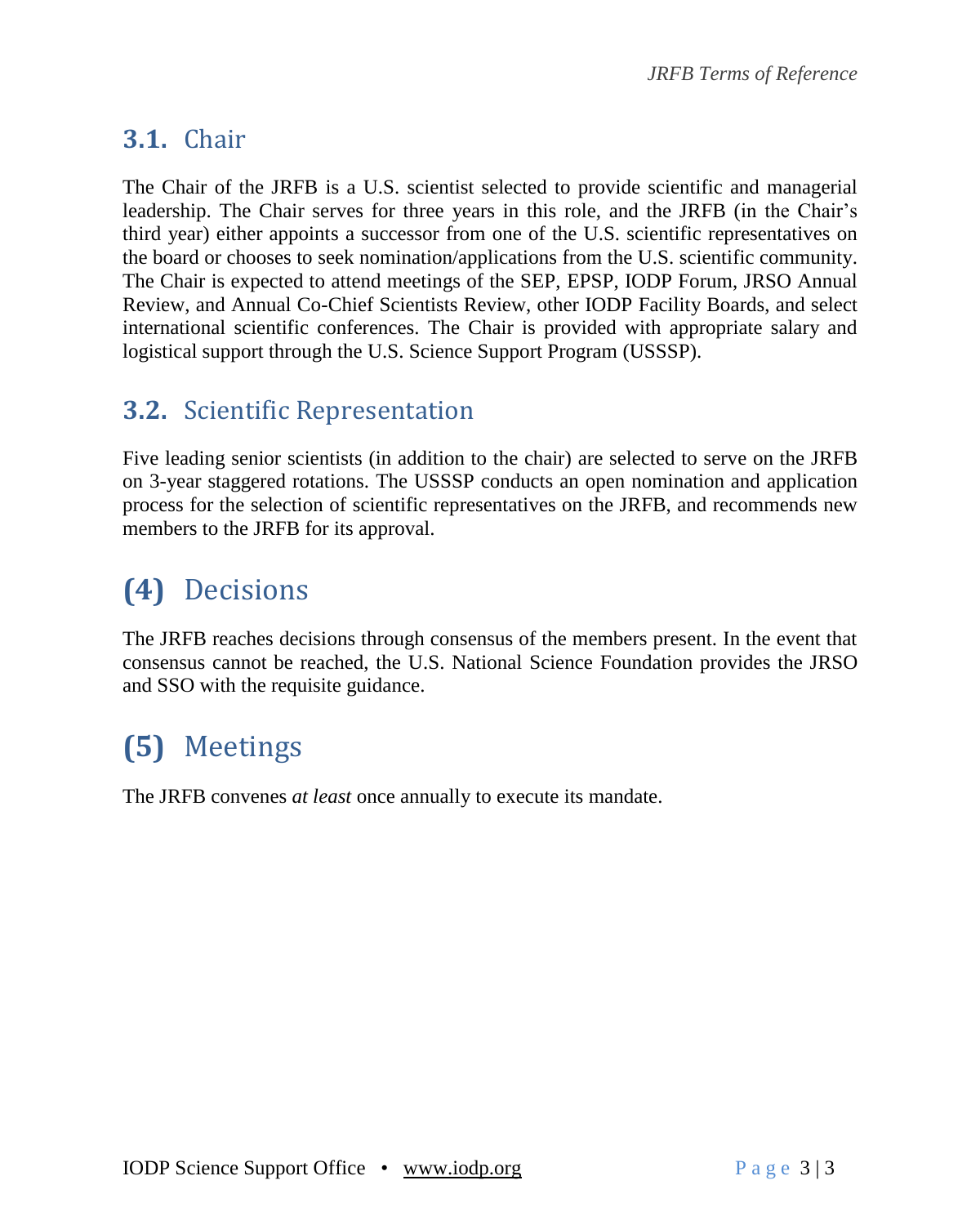### 3.1. Chair

The Chair of the JRFB is a U.S. scientist selected to provide scientific and managerial leadership. The Chair serves for three years in this role, and the JRFB (in the Chair's third year) either appoints a successor from one of the U.S. scientific representatives on the board or chooses to seek nomination/applications from the U.S. scientific community. The Chair is expected to attend meetings of the SEP, EPSP, IODP Forum, JRSO Annual Review, and Annual Co-Chief Scientists Review, other IODP Facility Boards, and select international scientific conferences. The Chair is provided with appropriate salary and logistical support through the U.S. Science Support Program (USSSP).

### 3.2. Scientific Representation

Five leading senior scientists (in addition to the chair) are selected to serve on the JRFB on 3-year staggered rotations. The USSSP conducts an open nomination and application process for the selection of scientific representatives on the JRFB, and recommends new members to the JRFB for its approval.

## (4) Decisions

The JRFB reaches decisions through consensus of the members present. In the event that consensus cannot be reached, the U.S. National Science Foundation provides the JRSO and SSO with the requisite guidance.

## (5) Meetings

The JRFB convenes *at least* once annually to execute its mandate.